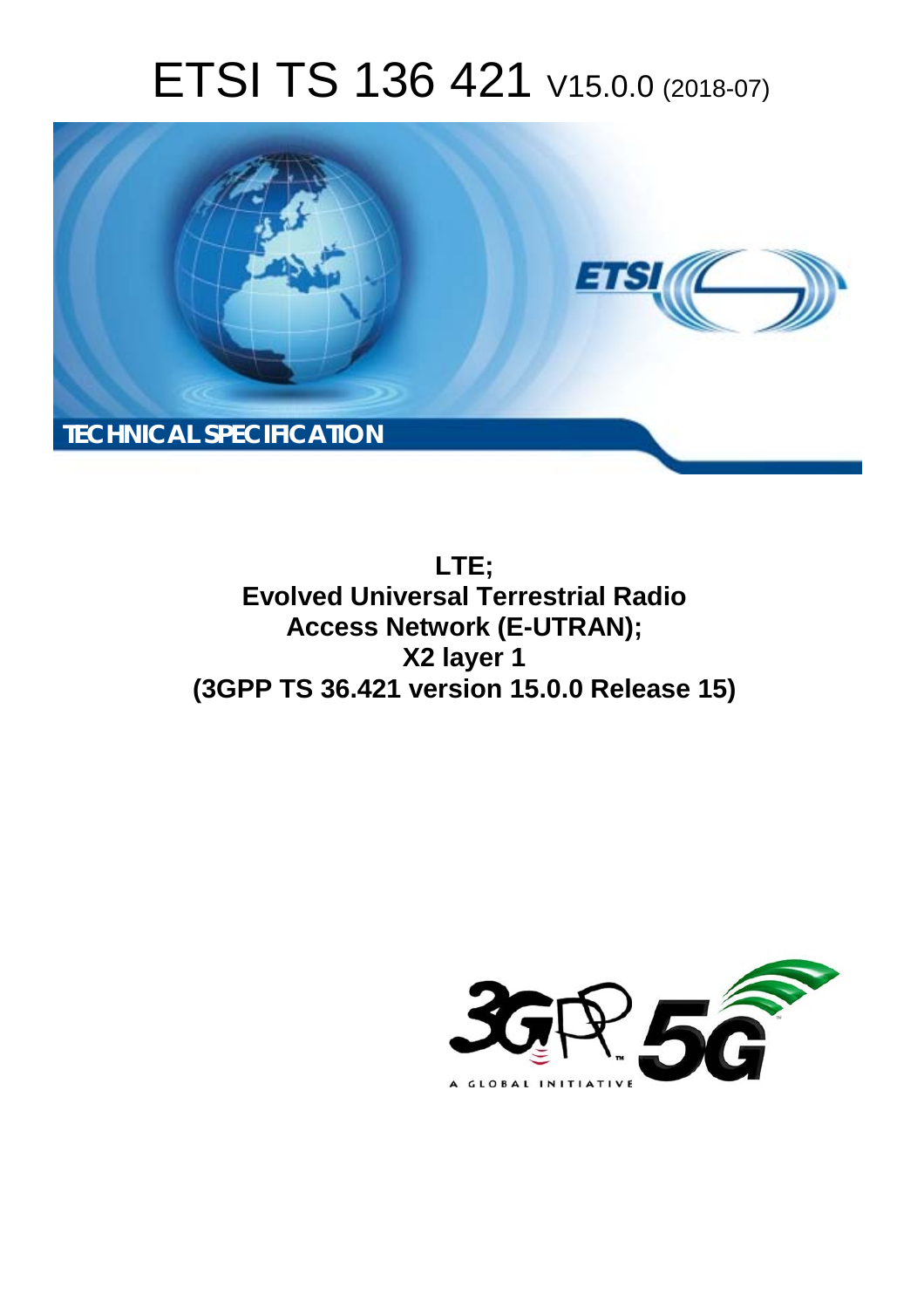# ETSI TS 136 421 V15.0.0 (2018-07)

TECHNICAL SPECIFICATION

**LTE;**
**Evolved Universal Terrestrial Radio Access Network (E-UTRAN);**
**X2 layer 1**
**(3GPP TS 36.421 version 15.0.0 Release 15)**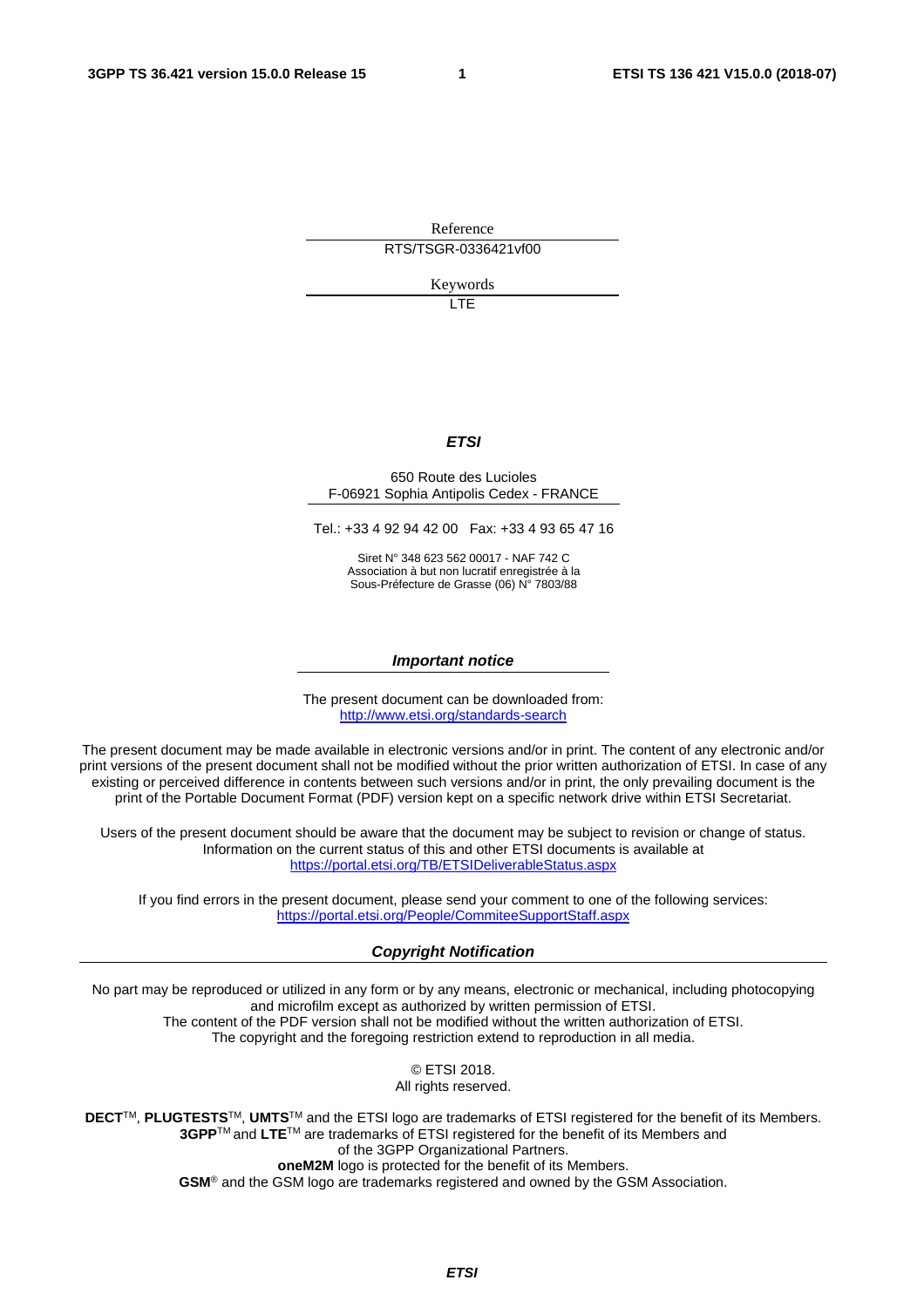Reference

RTS/TSGR-0336421vf00

Keywords

LTE

***ETSI***

650 Route des Lucioles
F-06921 Sophia Antipolis Cedex - FRANCE

Tel.: +33 4 92 94 42 00   Fax: +33 4 93 65 47 16

Siret N° 348 623 562 00017 - NAF 742 C
Association à but non lucratif enregistrée à la
Sous-Préfecture de Grasse (06) N° 7803/88

***Important notice***

The present document can be downloaded from:
http://www.etsi.org/standards-search

The present document may be made available in electronic versions and/or in print. The content of any electronic and/or print versions of the present document shall not be modified without the prior written authorization of ETSI. In case of any existing or perceived difference in contents between such versions and/or in print, the only prevailing document is the print of the Portable Document Format (PDF) version kept on a specific network drive within ETSI Secretariat.

Users of the present document should be aware that the document may be subject to revision or change of status. Information on the current status of this and other ETSI documents is available at
https://portal.etsi.org/TB/ETSIDeliverableStatus.aspx

If you find errors in the present document, please send your comment to one of the following services:
https://portal.etsi.org/People/CommiteeSupportStaff.aspx

***Copyright Notification***

No part may be reproduced or utilized in any form or by any means, electronic or mechanical, including photocopying and microfilm except as authorized by written permission of ETSI.
The content of the PDF version shall not be modified without the written authorization of ETSI.
The copyright and the foregoing restriction extend to reproduction in all media.

© ETSI 2018.
All rights reserved.

**DECT**™, **PLUGTESTS**™, **UMTS**™ and the ETSI logo are trademarks of ETSI registered for the benefit of its Members.
**3GPP**™ and **LTE**™ are trademarks of ETSI registered for the benefit of its Members and of the 3GPP Organizational Partners.
**oneM2M** logo is protected for the benefit of its Members.
**GSM**® and the GSM logo are trademarks registered and owned by the GSM Association.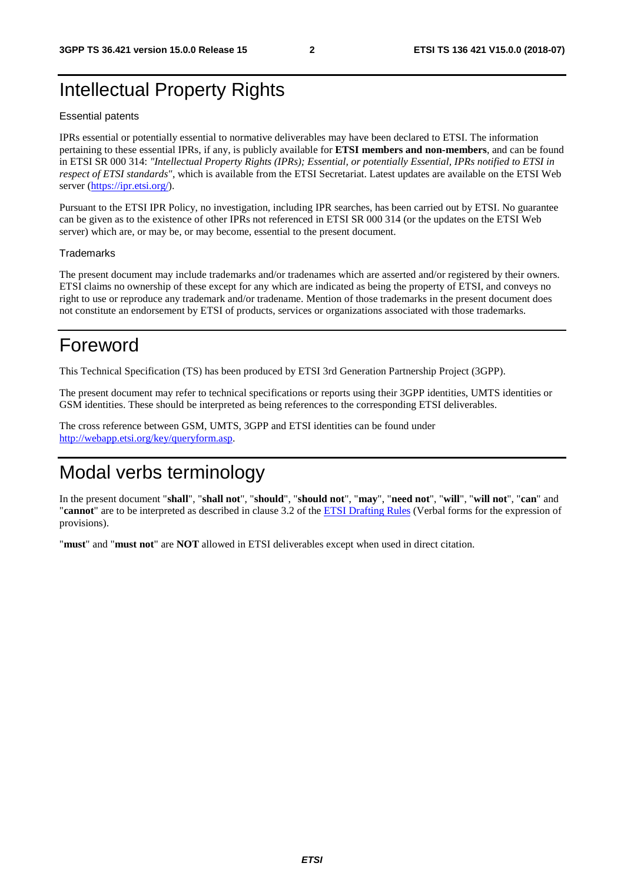# Intellectual Property Rights

## Essential patents

IPRs essential or potentially essential to normative deliverables may have been declared to ETSI. The information pertaining to these essential IPRs, if any, is publicly available for **ETSI members and non-members**, and can be found in ETSI SR 000 314: *"Intellectual Property Rights (IPRs); Essential, or potentially Essential, IPRs notified to ETSI in respect of ETSI standards"*, which is available from the ETSI Secretariat. Latest updates are available on the ETSI Web server (https://ipr.etsi.org/).

Pursuant to the ETSI IPR Policy, no investigation, including IPR searches, has been carried out by ETSI. No guarantee can be given as to the existence of other IPRs not referenced in ETSI SR 000 314 (or the updates on the ETSI Web server) which are, or may be, or may become, essential to the present document.

## Trademarks

The present document may include trademarks and/or tradenames which are asserted and/or registered by their owners. ETSI claims no ownership of these except for any which are indicated as being the property of ETSI, and conveys no right to use or reproduce any trademark and/or tradename. Mention of those trademarks in the present document does not constitute an endorsement by ETSI of products, services or organizations associated with those trademarks.

# Foreword

This Technical Specification (TS) has been produced by ETSI 3rd Generation Partnership Project (3GPP).

The present document may refer to technical specifications or reports using their 3GPP identities, UMTS identities or GSM identities. These should be interpreted as being references to the corresponding ETSI deliverables.

The cross reference between GSM, UMTS, 3GPP and ETSI identities can be found under http://webapp.etsi.org/key/queryform.asp.

# Modal verbs terminology

In the present document "**shall**", "**shall not**", "**should**", "**should not**", "**may**", "**need not**", "**will**", "**will not**", "**can**" and "**cannot**" are to be interpreted as described in clause 3.2 of the ETSI Drafting Rules (Verbal forms for the expression of provisions).

"**must**" and "**must not**" are **NOT** allowed in ETSI deliverables except when used in direct citation.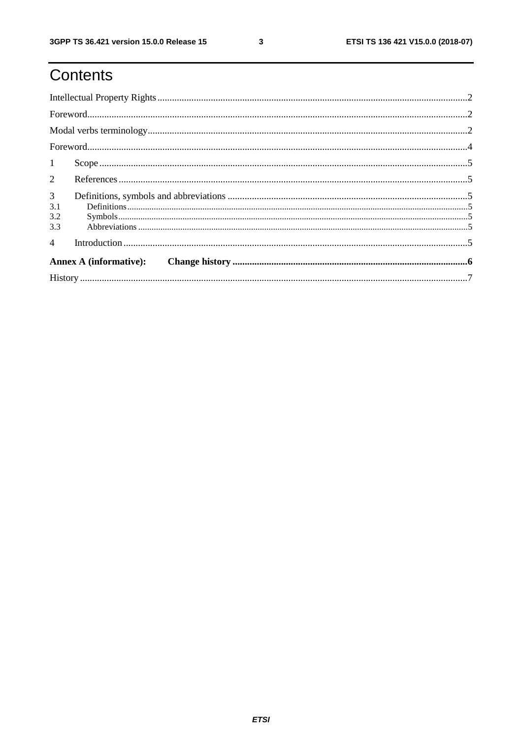# Contents

Intellectual Property Rights ..... 2

Foreword ..... 2

Modal verbs terminology ..... 2

Foreword ..... 4

1 Scope ..... 5

2 References ..... 5

3 Definitions, symbols and abbreviations ..... 5

3.1 Definitions ..... 5

3.2 Symbols ..... 5

3.3 Abbreviations ..... 5

4 Introduction ..... 5

**Annex A (informative): Change history ..... 6**

History ..... 7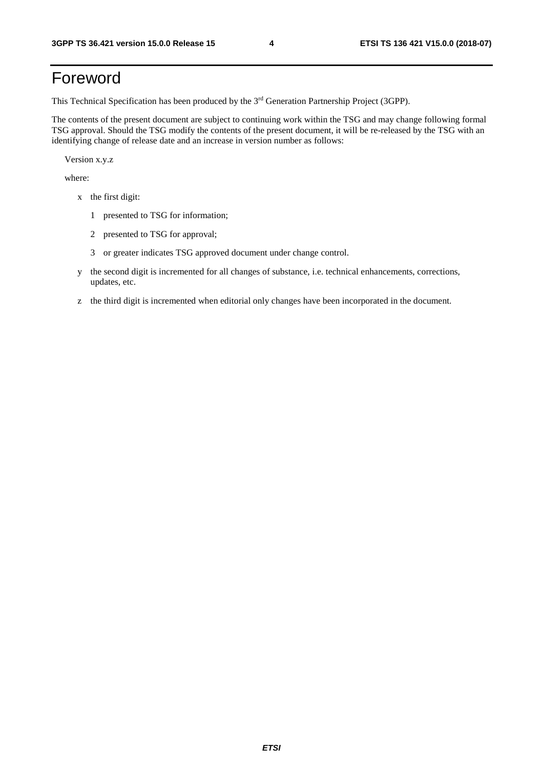# Foreword

This Technical Specification has been produced by the 3rd Generation Partnership Project (3GPP).

The contents of the present document are subject to continuing work within the TSG and may change following formal TSG approval. Should the TSG modify the contents of the present document, it will be re-released by the TSG with an identifying change of release date and an increase in version number as follows:

Version x.y.z

where:

- x the first digit:
  - 1 presented to TSG for information;
  - 2 presented to TSG for approval;
  - 3 or greater indicates TSG approved document under change control.
- y the second digit is incremented for all changes of substance, i.e. technical enhancements, corrections, updates, etc.
- z the third digit is incremented when editorial only changes have been incorporated in the document.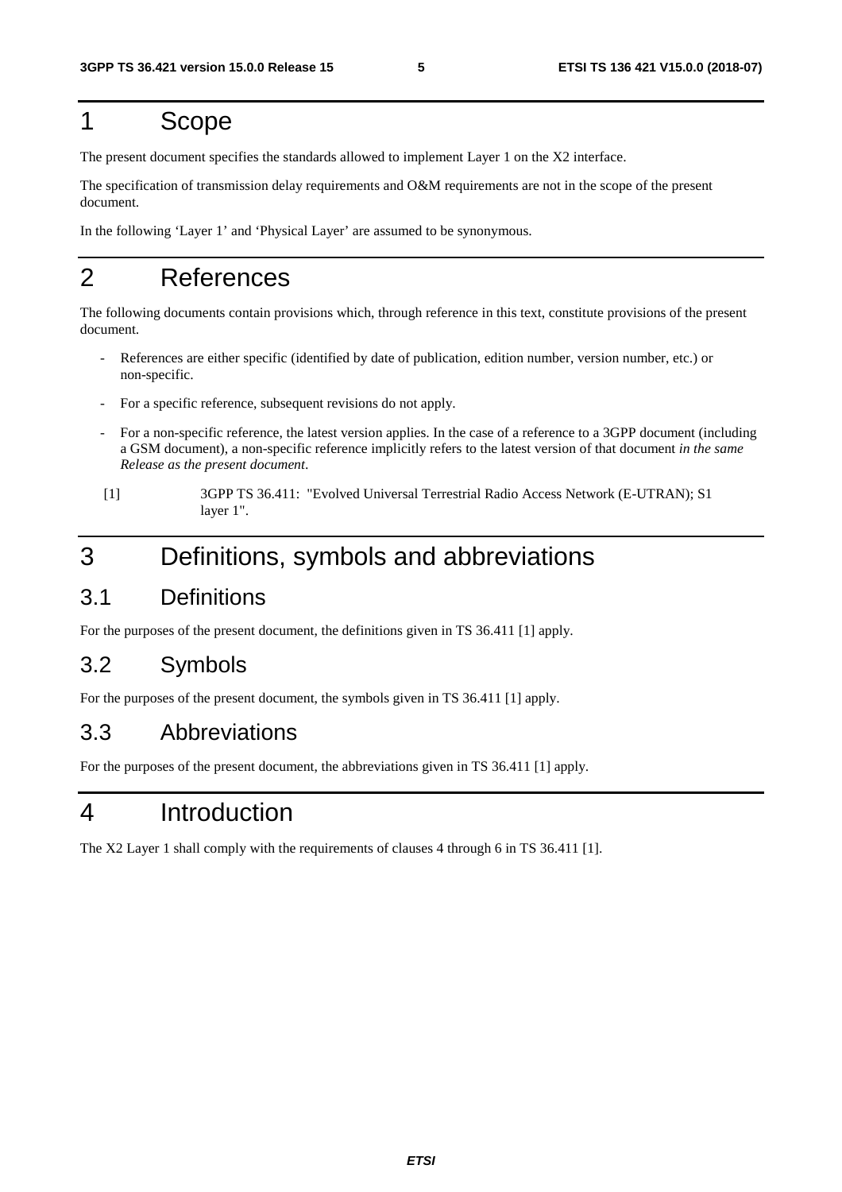# 1 Scope

The present document specifies the standards allowed to implement Layer 1 on the X2 interface.

The specification of transmission delay requirements and O&M requirements are not in the scope of the present document.

In the following 'Layer 1' and 'Physical Layer' are assumed to be synonymous.

# 2 References

The following documents contain provisions which, through reference in this text, constitute provisions of the present document.

- References are either specific (identified by date of publication, edition number, version number, etc.) or non-specific.
- For a specific reference, subsequent revisions do not apply.
- For a non-specific reference, the latest version applies. In the case of a reference to a 3GPP document (including a GSM document), a non-specific reference implicitly refers to the latest version of that document *in the same Release as the present document*.

[1] 3GPP TS 36.411: "Evolved Universal Terrestrial Radio Access Network (E-UTRAN); S1 layer 1".

# 3 Definitions, symbols and abbreviations

## 3.1 Definitions

For the purposes of the present document, the definitions given in TS 36.411 [1] apply.

## 3.2 Symbols

For the purposes of the present document, the symbols given in TS 36.411 [1] apply.

## 3.3 Abbreviations

For the purposes of the present document, the abbreviations given in TS 36.411 [1] apply.

# 4 Introduction

The X2 Layer 1 shall comply with the requirements of clauses 4 through 6 in TS 36.411 [1].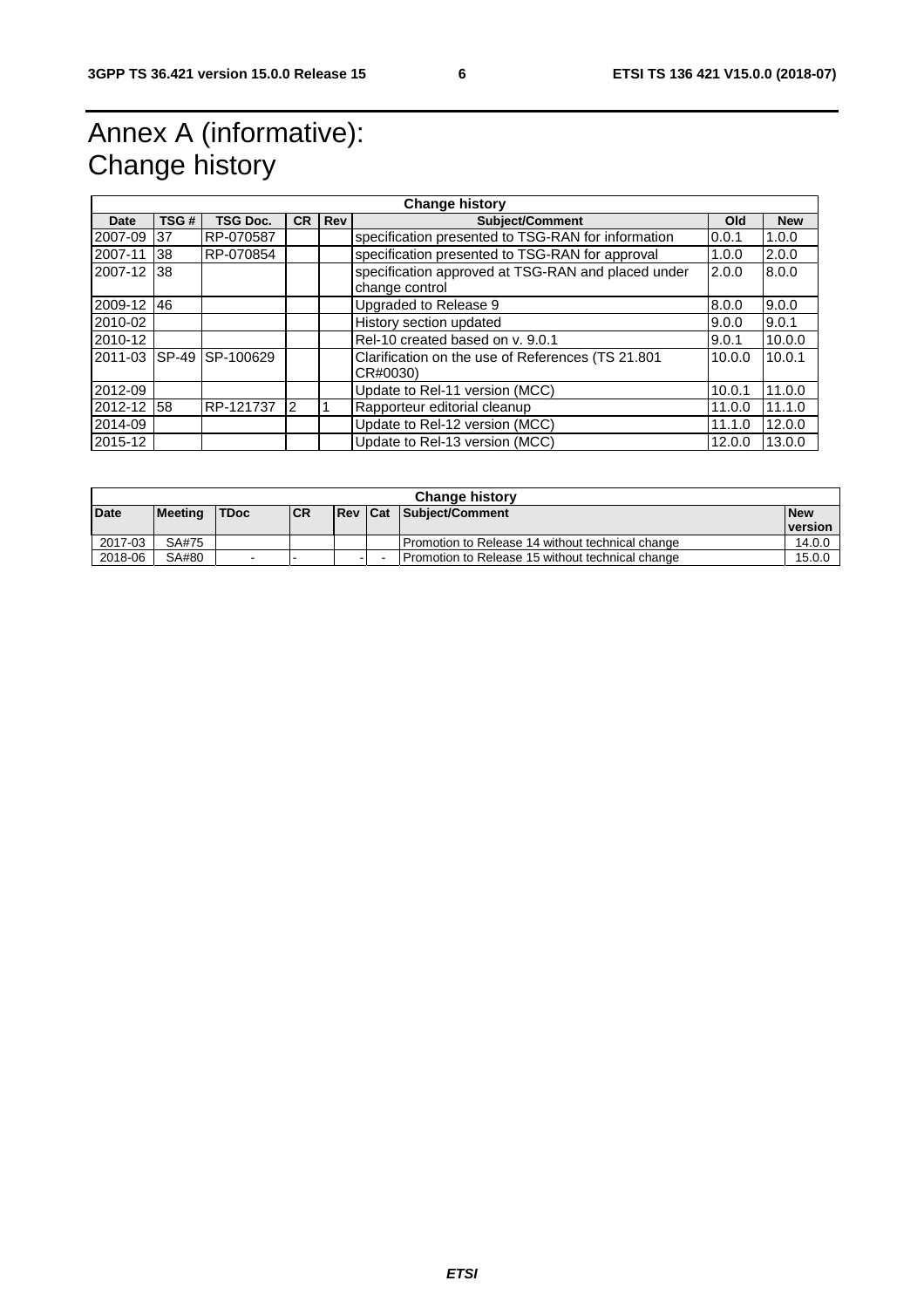# Annex A (informative): Change history

| Change history | | | | | | | |
|---|---|---|---|---|---|---|---|
| **Date** | **TSG #** | **TSG Doc.** | **CR** | **Rev** | **Subject/Comment** | **Old** | **New** |
| 2007-09 | 37 | RP-070587 | | | specification presented to TSG-RAN for information | 0.0.1 | 1.0.0 |
| 2007-11 | 38 | RP-070854 | | | specification presented to TSG-RAN for approval | 1.0.0 | 2.0.0 |
| 2007-12 | 38 | | | | specification approved at TSG-RAN and placed under change control | 2.0.0 | 8.0.0 |
| 2009-12 | 46 | | | | Upgraded to Release 9 | 8.0.0 | 9.0.0 |
| 2010-02 | | | | | History section updated | 9.0.0 | 9.0.1 |
| 2010-12 | | | | | Rel-10 created based on v. 9.0.1 | 9.0.1 | 10.0.0 |
| 2011-03 | SP-49 | SP-100629 | | | Clarification on the use of References (TS 21.801 CR#0030) | 10.0.0 | 10.0.1 |
| 2012-09 | | | | | Update to Rel-11 version (MCC) | 10.0.1 | 11.0.0 |
| 2012-12 | 58 | RP-121737 | 2 | 1 | Rapporteur editorial cleanup | 11.0.0 | 11.1.0 |
| 2014-09 | | | | | Update to Rel-12 version (MCC) | 11.1.0 | 12.0.0 |
| 2015-12 | | | | | Update to Rel-13 version (MCC) | 12.0.0 | 13.0.0 |

| Change history | | | | | | | |
|---|---|---|---|---|---|---|---|
| **Date** | **Meeting** | **TDoc** | **CR** | **Rev** | **Cat** | **Subject/Comment** | **New version** |
| 2017-03 | SA#75 | | | | | Promotion to Release 14 without technical change | 14.0.0 |
| 2018-06 | SA#80 | - | - | - | - | Promotion to Release 15 without technical change | 15.0.0 |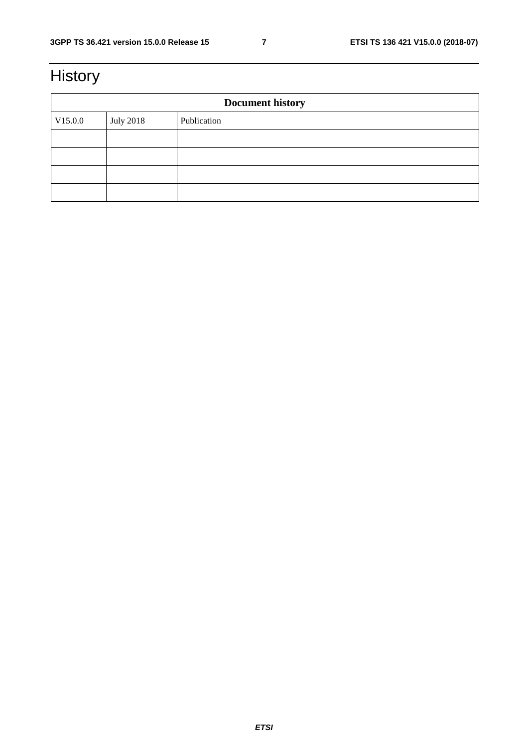# History

| Document history | | |
|---|---|---|
| V15.0.0 | July 2018 | Publication |
| | | |
| | | |
| | | |
| | | |